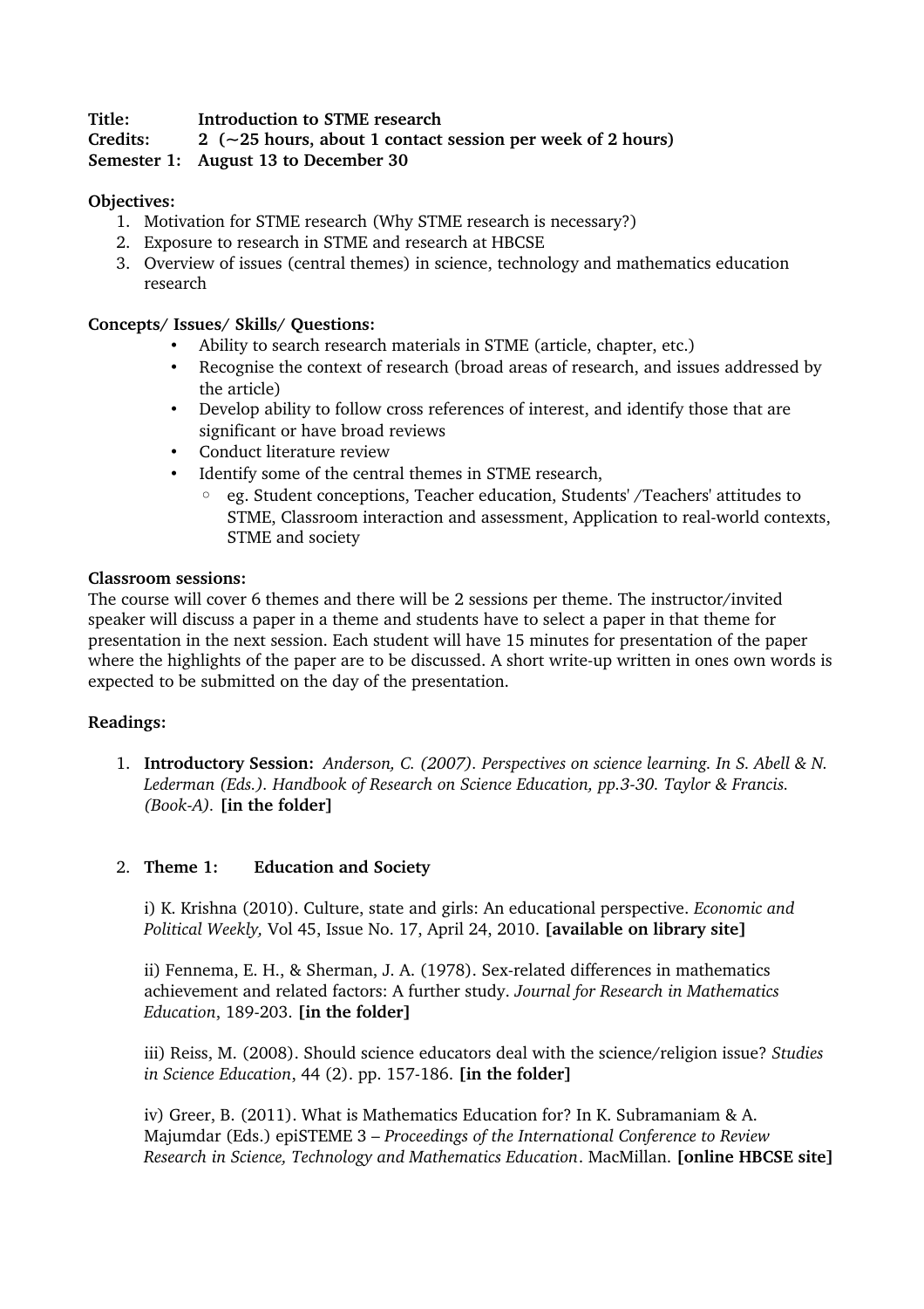**Title:** **Introduction to STME research**
**Credits:** **2 (~25 hours, about 1 contact session per week of 2 hours)**
**Semester 1: August 13 to December 30**

**Objectives:**

1. Motivation for STME research (Why STME research is necessary?)
2. Exposure to research in STME and research at HBCSE
3. Overview of issues (central themes) in science, technology and mathematics education research

**Concepts/ Issues/ Skills/ Questions:**

- Ability to search research materials in STME (article, chapter, etc.)
- Recognise the context of research (broad areas of research, and issues addressed by the article)
- Develop ability to follow cross references of interest, and identify those that are significant or have broad reviews
- Conduct literature review
- Identify some of the central themes in STME research,
    - eg. Student conceptions, Teacher education, Students' /Teachers' attitudes to STME, Classroom interaction and assessment, Application to real-world contexts, STME and society

**Classroom sessions:**

The course will cover 6 themes and there will be 2 sessions per theme. The instructor/invited speaker will discuss a paper in a theme and students have to select a paper in that theme for presentation in the next session. Each student will have 15 minutes for presentation of the paper where the highlights of the paper are to be discussed. A short write-up written in ones own words is expected to be submitted on the day of the presentation.

**Readings:**

1. **Introductory Session:** *Anderson, C. (2007). Perspectives on science learning. In S. Abell & N. Lederman (Eds.). Handbook of Research on Science Education, pp.3-30. Taylor & Francis. (Book-A).* **[in the folder]**

2. **Theme 1: Education and Society**

    i) K. Krishna (2010). Culture, state and girls: An educational perspective. *Economic and Political Weekly,* Vol 45, Issue No. 17, April 24, 2010. **[available on library site]**

    ii) Fennema, E. H., & Sherman, J. A. (1978). Sex-related differences in mathematics achievement and related factors: A further study. *Journal for Research in Mathematics Education*, 189-203. **[in the folder]**

    iii) Reiss, M. (2008). Should science educators deal with the science/religion issue? *Studies in Science Education*, 44 (2). pp. 157-186. **[in the folder]**

    iv) Greer, B. (2011). What is Mathematics Education for? In K. Subramaniam & A. Majumdar (Eds.) epiSTEME 3 – *Proceedings of the International Conference to Review Research in Science, Technology and Mathematics Education*. MacMillan. **[online HBCSE site]**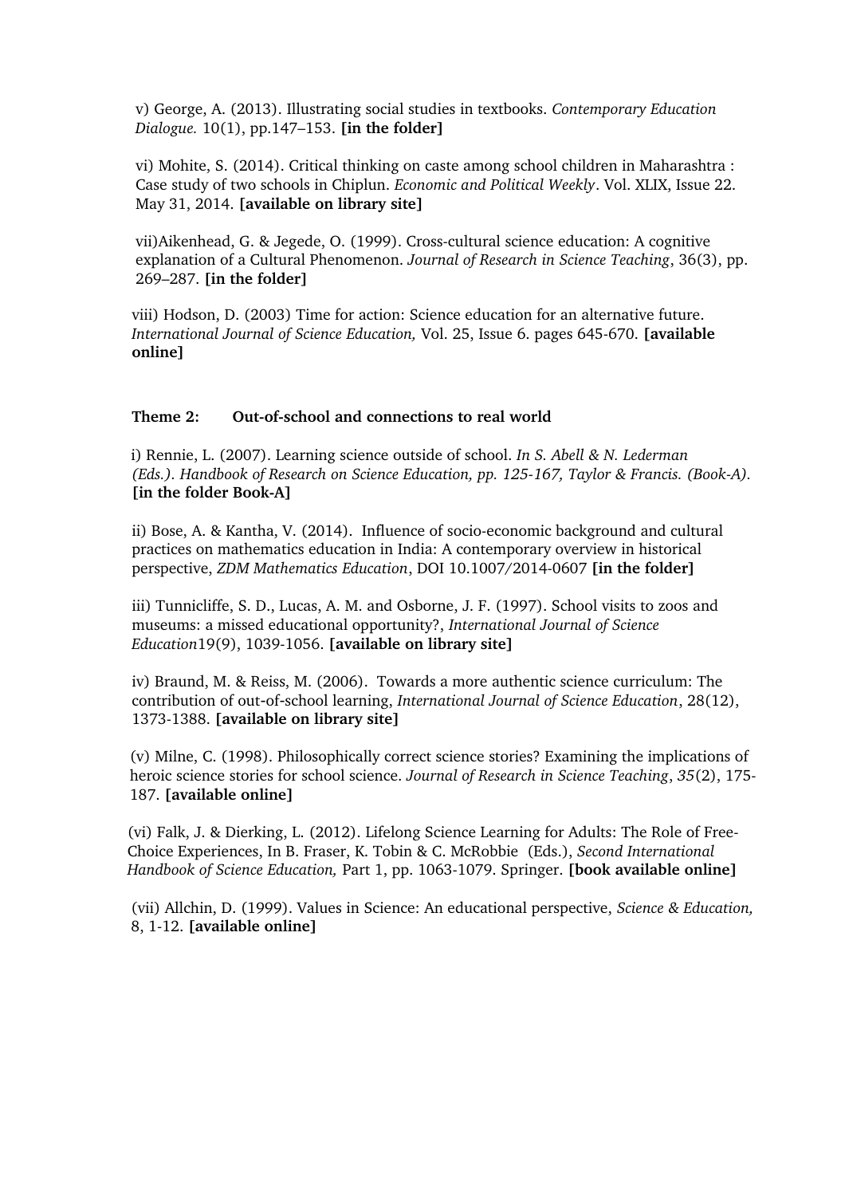v) George, A. (2013). Illustrating social studies in textbooks. *Contemporary Education Dialogue.* 10(1), pp.147–153. **[in the folder]**

vi) Mohite, S. (2014). Critical thinking on caste among school children in Maharashtra : Case study of two schools in Chiplun. *Economic and Political Weekly*. Vol. XLIX, Issue 22. May 31, 2014. **[available on library site]**

vii)Aikenhead, G. & Jegede, O. (1999). Cross-cultural science education: A cognitive explanation of a Cultural Phenomenon. *Journal of Research in Science Teaching*, 36(3), pp. 269–287. **[in the folder]**

viii) Hodson, D. (2003) Time for action: Science education for an alternative future. *International Journal of Science Education,* Vol. 25, Issue 6. pages 645-670. **[available online]**

**Theme 2: Out-of-school and connections to real world**

i) Rennie, L. (2007). Learning science outside of school. *In S. Abell & N. Lederman (Eds.). Handbook of Research on Science Education, pp. 125-167, Taylor & Francis. (Book-A).* **[in the folder Book-A]**

ii) Bose, A. & Kantha, V. (2014). Influence of socio-economic background and cultural practices on mathematics education in India: A contemporary overview in historical perspective, *ZDM Mathematics Education*, DOI 10.1007/2014-0607 **[in the folder]**

iii) Tunnicliffe, S. D., Lucas, A. M. and Osborne, J. F. (1997). School visits to zoos and museums: a missed educational opportunity?, *International Journal of Science Education*19(9), 1039-1056. **[available on library site]**

iv) Braund, M. & Reiss, M. (2006). Towards a more authentic science curriculum: The contribution of out-of-school learning, *International Journal of Science Education*, 28(12), 1373-1388. **[available on library site]**

(v) Milne, C. (1998). Philosophically correct science stories? Examining the implications of heroic science stories for school science. *Journal of Research in Science Teaching*, *35*(2), 175-187. **[available online]**

(vi) Falk, J. & Dierking, L. (2012). Lifelong Science Learning for Adults: The Role of Free-Choice Experiences, In B. Fraser, K. Tobin & C. McRobbie (Eds.), *Second International Handbook of Science Education,* Part 1, pp. 1063-1079. Springer. **[book available online]**

(vii) Allchin, D. (1999). Values in Science: An educational perspective, *Science & Education,* 8, 1-12. **[available online]**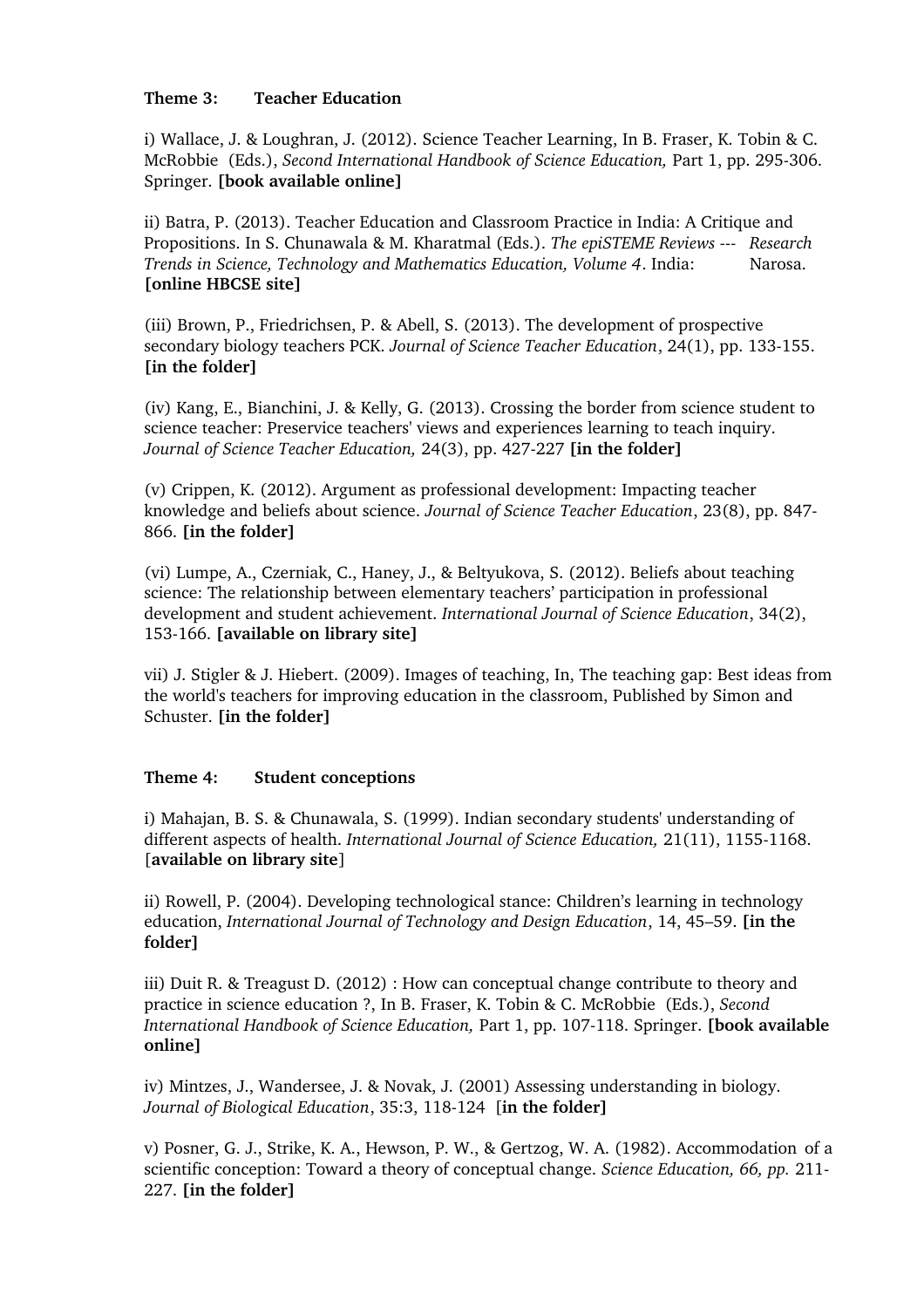**Theme 3: Teacher Education**

i) Wallace, J. & Loughran, J. (2012). Science Teacher Learning, In B. Fraser, K. Tobin & C. McRobbie (Eds.), *Second International Handbook of Science Education,* Part 1, pp. 295-306. Springer. **[book available online]**

ii) Batra, P. (2013). Teacher Education and Classroom Practice in India: A Critique and Propositions. In S. Chunawala & M. Kharatmal (Eds.). *The epiSTEME Reviews --- Research Trends in Science, Technology and Mathematics Education, Volume 4*. India: Narosa. **[online HBCSE site]**

(iii) Brown, P., Friedrichsen, P. & Abell, S. (2013). The development of prospective secondary biology teachers PCK. *Journal of Science Teacher Education*, 24(1), pp. 133-155. **[in the folder]**

(iv) Kang, E., Bianchini, J. & Kelly, G. (2013). Crossing the border from science student to science teacher: Preservice teachers' views and experiences learning to teach inquiry. *Journal of Science Teacher Education,* 24(3), pp. 427-227 **[in the folder]**

(v) Crippen, K. (2012). Argument as professional development: Impacting teacher knowledge and beliefs about science. *Journal of Science Teacher Education*, 23(8), pp. 847-866. **[in the folder]**

(vi) Lumpe, A., Czerniak, C., Haney, J., & Beltyukova, S. (2012). Beliefs about teaching science: The relationship between elementary teachers' participation in professional development and student achievement. *International Journal of Science Education*, 34(2), 153-166. **[available on library site]**

vii) J. Stigler & J. Hiebert. (2009). Images of teaching, In, The teaching gap: Best ideas from the world's teachers for improving education in the classroom, Published by Simon and Schuster. **[in the folder]**

**Theme 4: Student conceptions**

i) Mahajan, B. S. & Chunawala, S. (1999). Indian secondary students' understanding of different aspects of health. *International Journal of Science Education,* 21(11), 1155-1168. [**available on library site**]

ii) Rowell, P. (2004). Developing technological stance: Children's learning in technology education, *International Journal of Technology and Design Education*, 14, 45–59. **[in the folder]**

iii) Duit R. & Treagust D. (2012) : How can conceptual change contribute to theory and practice in science education ?, In B. Fraser, K. Tobin & C. McRobbie (Eds.), *Second International Handbook of Science Education,* Part 1, pp. 107-118. Springer. **[book available online]**

iv) Mintzes, J., Wandersee, J. & Novak, J. (2001) Assessing understanding in biology. *Journal of Biological Education*, 35:3, 118-124 [**in the folder]**

v) Posner, G. J., Strike, K. A., Hewson, P. W., & Gertzog, W. A. (1982). Accommodation of a scientific conception: Toward a theory of conceptual change. *Science Education, 66, pp.* 211-227. **[in the folder]**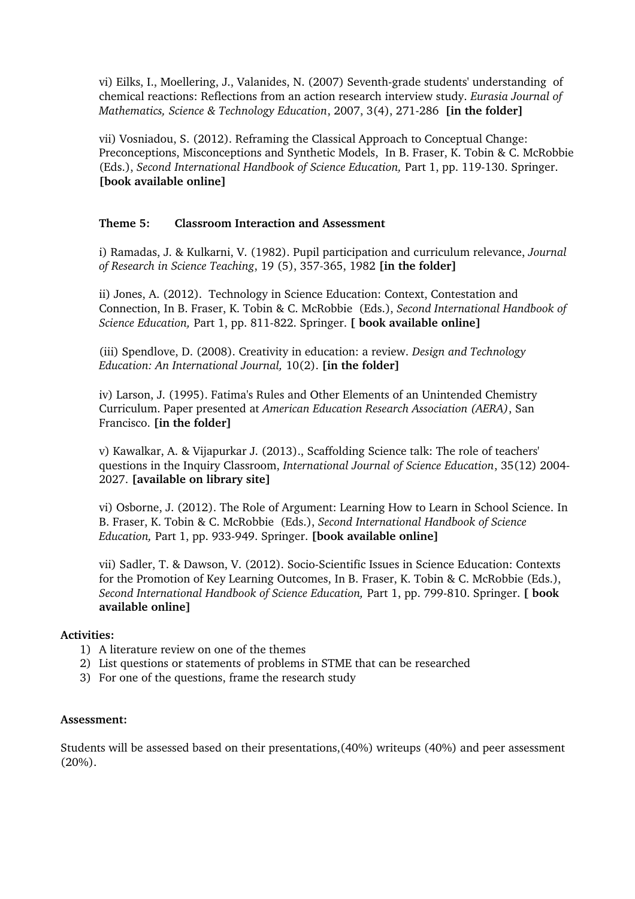vi) Eilks, I., Moellering, J., Valanides, N. (2007) Seventh-grade students' understanding of chemical reactions: Reflections from an action research interview study. *Eurasia Journal of Mathematics, Science & Technology Education*, 2007, 3(4), 271-286 **[in the folder]**

vii) Vosniadou, S. (2012). Reframing the Classical Approach to Conceptual Change: Preconceptions, Misconceptions and Synthetic Models, In B. Fraser, K. Tobin & C. McRobbie (Eds.), *Second International Handbook of Science Education,* Part 1, pp. 119-130. Springer. **[book available online]**

**Theme 5: Classroom Interaction and Assessment**

i) Ramadas, J. & Kulkarni, V. (1982). Pupil participation and curriculum relevance, *Journal of Research in Science Teaching*, 19 (5), 357-365, 1982 **[in the folder]**

ii) Jones, A. (2012). Technology in Science Education: Context, Contestation and Connection, In B. Fraser, K. Tobin & C. McRobbie (Eds.), *Second International Handbook of Science Education,* Part 1, pp. 811-822. Springer. **[ book available online]**

(iii) Spendlove, D. (2008). Creativity in education: a review. *Design and Technology Education: An International Journal,* 10(2). **[in the folder]**

iv) Larson, J. (1995). Fatima's Rules and Other Elements of an Unintended Chemistry Curriculum. Paper presented at *American Education Research Association (AERA)*, San Francisco. **[in the folder]**

v) Kawalkar, A. & Vijapurkar J. (2013)., Scaffolding Science talk: The role of teachers' questions in the Inquiry Classroom, *International Journal of Science Education*, 35(12) 2004-2027. **[available on library site]**

vi) Osborne, J. (2012). The Role of Argument: Learning How to Learn in School Science. In B. Fraser, K. Tobin & C. McRobbie (Eds.), *Second International Handbook of Science Education,* Part 1, pp. 933-949. Springer. **[book available online]**

vii) Sadler, T. & Dawson, V. (2012). Socio-Scientific Issues in Science Education: Contexts for the Promotion of Key Learning Outcomes, In B. Fraser, K. Tobin & C. McRobbie (Eds.), *Second International Handbook of Science Education,* Part 1, pp. 799-810. Springer. **[ book available online]**

**Activities:**

1) A literature review on one of the themes
2) List questions or statements of problems in STME that can be researched
3) For one of the questions, frame the research study

**Assessment:**

Students will be assessed based on their presentations,(40%) writeups (40%) and peer assessment (20%).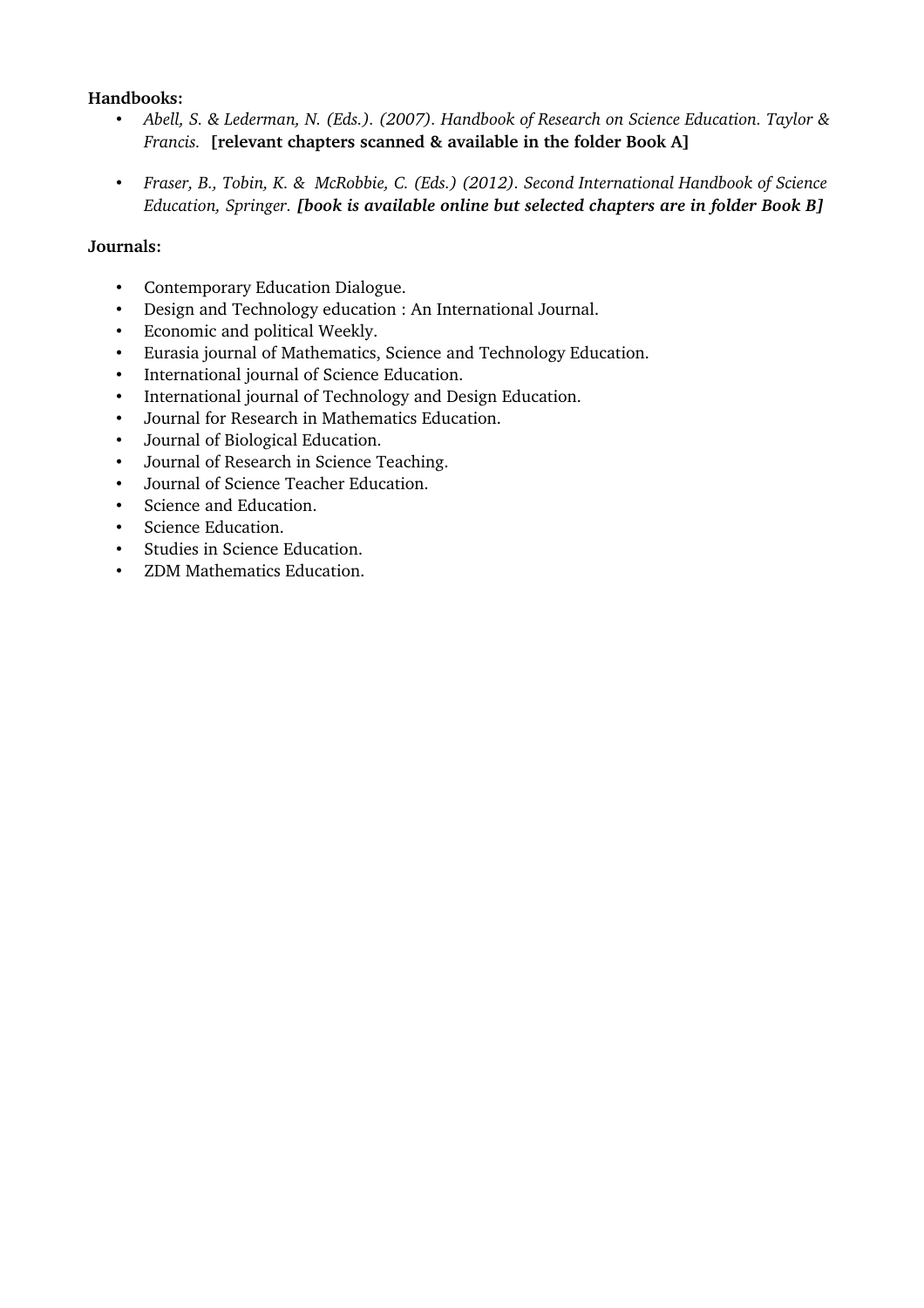**Handbooks:**

- *Abell, S. & Lederman, N. (Eds.). (2007). Handbook of Research on Science Education. Taylor & Francis.* **[relevant chapters scanned & available in the folder Book A]**

- *Fraser, B., Tobin, K. & McRobbie, C. (Eds.) (2012). Second International Handbook of Science Education, Springer.* ***[book is available online but selected chapters are in folder Book B]***

**Journals:**

- Contemporary Education Dialogue.
- Design and Technology education : An International Journal.
- Economic and political Weekly.
- Eurasia journal of Mathematics, Science and Technology Education.
- International journal of Science Education.
- International journal of Technology and Design Education.
- Journal for Research in Mathematics Education.
- Journal of Biological Education.
- Journal of Research in Science Teaching.
- Journal of Science Teacher Education.
- Science and Education.
- Science Education.
- Studies in Science Education.
- ZDM Mathematics Education.